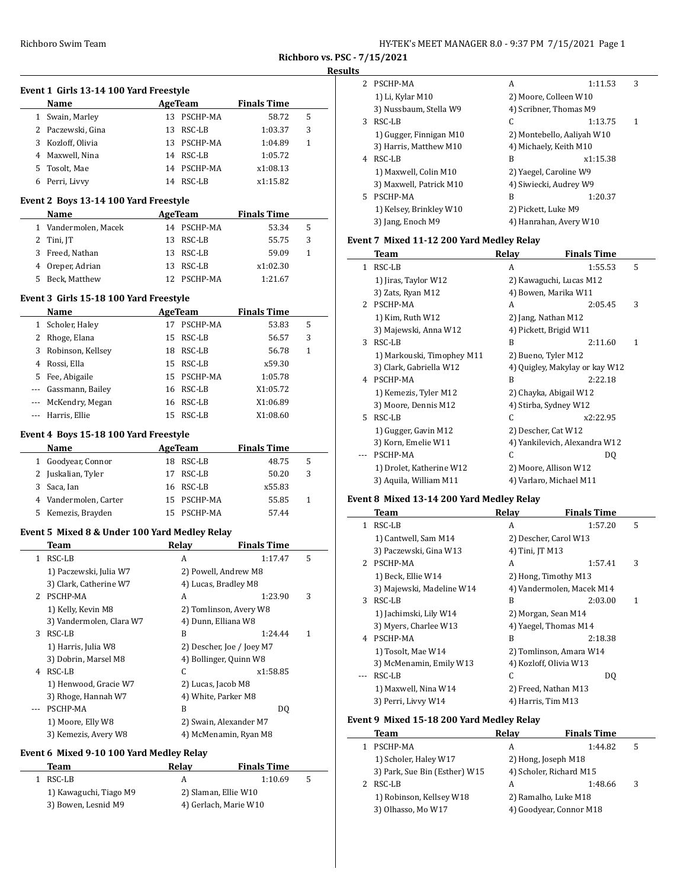**Richboro vs. PSC - 7/15/2021**

**Results**

### Event 1 Girls 13-14 100 Yard Freestyle

| | Name | Age | Team | Finals Time | |
|---|---|---|---|---|---|
| 1 | Swain, Marley | 13 | PSCHP-MA | 58.72 | 5 |
| 2 | Paczewski, Gina | 13 | RSC-LB | 1:03.37 | 3 |
| 3 | Kozloff, Olivia | 13 | PSCHP-MA | 1:04.89 | 1 |
| 4 | Maxwell, Nina | 14 | RSC-LB | 1:05.72 | |
| 5 | Tosolt, Mae | 14 | PSCHP-MA | x1:08.13 | |
| 6 | Perri, Livvy | 14 | RSC-LB | x1:15.82 | |

### Event 2 Boys 13-14 100 Yard Freestyle

| | Name | Age | Team | Finals Time | |
|---|---|---|---|---|---|
| 1 | Vandermolen, Macek | 14 | PSCHP-MA | 53.34 | 5 |
| 2 | Tini, JT | 13 | RSC-LB | 55.75 | 3 |
| 3 | Freed, Nathan | 13 | RSC-LB | 59.09 | 1 |
| 4 | Oreper, Adrian | 13 | RSC-LB | x1:02.30 | |
| 5 | Beck, Matthew | 12 | PSCHP-MA | 1:21.67 | |

### Event 3 Girls 15-18 100 Yard Freestyle

| | Name | Age | Team | Finals Time | |
|---|---|---|---|---|---|
| 1 | Scholer, Haley | 17 | PSCHP-MA | 53.83 | 5 |
| 2 | Rhoge, Elana | 15 | RSC-LB | 56.57 | 3 |
| 3 | Robinson, Kellsey | 18 | RSC-LB | 56.78 | 1 |
| 4 | Rossi, Ella | 15 | RSC-LB | x59.30 | |
| 5 | Fee, Abigaile | 15 | PSCHP-MA | 1:05.78 | |
| --- | Gassmann, Bailey | 16 | RSC-LB | X1:05.72 | |
| --- | McKendry, Megan | 16 | RSC-LB | X1:06.89 | |
| --- | Harris, Ellie | 15 | RSC-LB | X1:08.60 | |

### Event 4 Boys 15-18 100 Yard Freestyle

| | Name | Age | Team | Finals Time | |
|---|---|---|---|---|---|
| 1 | Goodyear, Connor | 18 | RSC-LB | 48.75 | 5 |
| 2 | Juskalian, Tyler | 17 | RSC-LB | 50.20 | 3 |
| 3 | Saca, Ian | 16 | RSC-LB | x55.83 | |
| 4 | Vandermolen, Carter | 15 | PSCHP-MA | 55.85 | 1 |
| 5 | Kemezis, Brayden | 15 | PSCHP-MA | 57.44 | |

### Event 5 Mixed 8 & Under 100 Yard Medley Relay

| | Team | Relay | Finals Time | |
|---|---|---|---|---|
| 1 | RSC-LB | A | 1:17.47 | 5 |
| | 1) Paczewski, Julia W7 | 2) Powell, Andrew M8 | | |
| | 3) Clark, Catherine W7 | 4) Lucas, Bradley M8 | | |
| 2 | PSCHP-MA | A | 1:23.90 | 3 |
| | 1) Kelly, Kevin M8 | 2) Tomlinson, Avery W8 | | |
| | 3) Vandermolen, Clara W7 | 4) Dunn, Elliana W8 | | |
| 3 | RSC-LB | B | 1:24.44 | 1 |
| | 1) Harris, Julia W8 | 2) Descher, Joe / Joey M7 | | |
| | 3) Dobrin, Marsel M8 | 4) Bollinger, Quinn W8 | | |
| 4 | RSC-LB | C | x1:58.85 | |
| | 1) Henwood, Gracie W7 | 2) Lucas, Jacob M8 | | |
| | 3) Rhoge, Hannah W7 | 4) White, Parker M8 | | |
| --- | PSCHP-MA | B | DQ | |
| | 1) Moore, Elly W8 | 2) Swain, Alexander M7 | | |
| | 3) Kemezis, Avery W8 | 4) McMenamin, Ryan M8 | | |

### Event 6 Mixed 9-10 100 Yard Medley Relay

| | Team | Relay | Finals Time | |
|---|---|---|---|---|
| 1 | RSC-LB | A | 1:10.69 | 5 |
| | 1) Kawaguchi, Tiago M9 | 2) Slaman, Ellie W10 | | |
| | 3) Bowen, Lesnid M9 | 4) Gerlach, Marie W10 | | |
| 2 | PSCHP-MA | A | 1:11.53 | 3 |
| | 1) Li, Kylar M10 | 2) Moore, Colleen W10 | | |
| | 3) Nussbaum, Stella W9 | 4) Scribner, Thomas M9 | | |
| 3 | RSC-LB | C | 1:13.75 | 1 |
| | 1) Gugger, Finnigan M10 | 2) Montebello, Aaliyah W10 | | |
| | 3) Harris, Matthew M10 | 4) Michaely, Keith M10 | | |
| 4 | RSC-LB | B | x1:15.38 | |
| | 1) Maxwell, Colin M10 | 2) Yaegel, Caroline W9 | | |
| | 3) Maxwell, Patrick M10 | 4) Siwiecki, Audrey W9 | | |
| 5 | PSCHP-MA | B | 1:20.37 | |
| | 1) Kelsey, Brinkley W10 | 2) Pickett, Luke M9 | | |
| | 3) Jang, Enoch M9 | 4) Hanrahan, Avery W10 | | |

### Event 7 Mixed 11-12 200 Yard Medley Relay

| | Team | Relay | Finals Time | |
|---|---|---|---|---|
| 1 | RSC-LB | A | 1:55.53 | 5 |
| | 1) Jiras, Taylor W12 | 2) Kawaguchi, Lucas M12 | | |
| | 3) Zats, Ryan M12 | 4) Bowen, Marika W11 | | |
| 2 | PSCHP-MA | A | 2:05.45 | 3 |
| | 1) Kim, Ruth W12 | 2) Jang, Nathan M12 | | |
| | 3) Majewski, Anna W12 | 4) Pickett, Brigid W11 | | |
| 3 | RSC-LB | B | 2:11.60 | 1 |
| | 1) Markouski, Timophey M11 | 2) Bueno, Tyler M12 | | |
| | 3) Clark, Gabriella W12 | 4) Quigley, Makylay or kay W12 | | |
| 4 | PSCHP-MA | B | 2:22.18 | |
| | 1) Kemezis, Tyler M12 | 2) Chayka, Abigail W12 | | |
| | 3) Moore, Dennis M12 | 4) Stirba, Sydney W12 | | |
| 5 | RSC-LB | C | x2:22.95 | |
| | 1) Gugger, Gavin M12 | 2) Descher, Cat W12 | | |
| | 3) Korn, Emelie W11 | 4) Yankilevich, Alexandra W12 | | |
| --- | PSCHP-MA | C | DQ | |
| | 1) Drolet, Katherine W12 | 2) Moore, Allison W12 | | |
| | 3) Aquila, William M11 | 4) Varlaro, Michael M11 | | |

### Event 8 Mixed 13-14 200 Yard Medley Relay

| | Team | Relay | Finals Time | |
|---|---|---|---|---|
| 1 | RSC-LB | A | 1:57.20 | 5 |
| | 1) Cantwell, Sam M14 | 2) Descher, Carol W13 | | |
| | 3) Paczewski, Gina W13 | 4) Tini, JT M13 | | |
| 2 | PSCHP-MA | A | 1:57.41 | 3 |
| | 1) Beck, Ellie W14 | 2) Hong, Timothy M13 | | |
| | 3) Majewski, Madeline W14 | 4) Vandermolen, Macek M14 | | |
| 3 | RSC-LB | B | 2:03.00 | 1 |
| | 1) Jachimski, Lily W14 | 2) Morgan, Sean M14 | | |
| | 3) Myers, Charlee W13 | 4) Yaegel, Thomas M14 | | |
| 4 | PSCHP-MA | B | 2:18.38 | |
| | 1) Tosolt, Mae W14 | 2) Tomlinson, Amara W14 | | |
| | 3) McMenamin, Emily W13 | 4) Kozloff, Olivia W13 | | |
| --- | RSC-LB | C | DQ | |
| | 1) Maxwell, Nina W14 | 2) Freed, Nathan M13 | | |
| | 3) Perri, Livvy W14 | 4) Harris, Tim M13 | | |

### Event 9 Mixed 15-18 200 Yard Medley Relay

| | Team | Relay | Finals Time | |
|---|---|---|---|---|
| 1 | PSCHP-MA | A | 1:44.82 | 5 |
| | 1) Scholer, Haley W17 | 2) Hong, Joseph M18 | | |
| | 3) Park, Sue Bin (Esther) W15 | 4) Scholer, Richard M15 | | |
| 2 | RSC-LB | A | 1:48.66 | 3 |
| | 1) Robinson, Kellsey W18 | 2) Ramalho, Luke M18 | | |
| | 3) Olhasso, Mo W17 | 4) Goodyear, Connor M18 | | |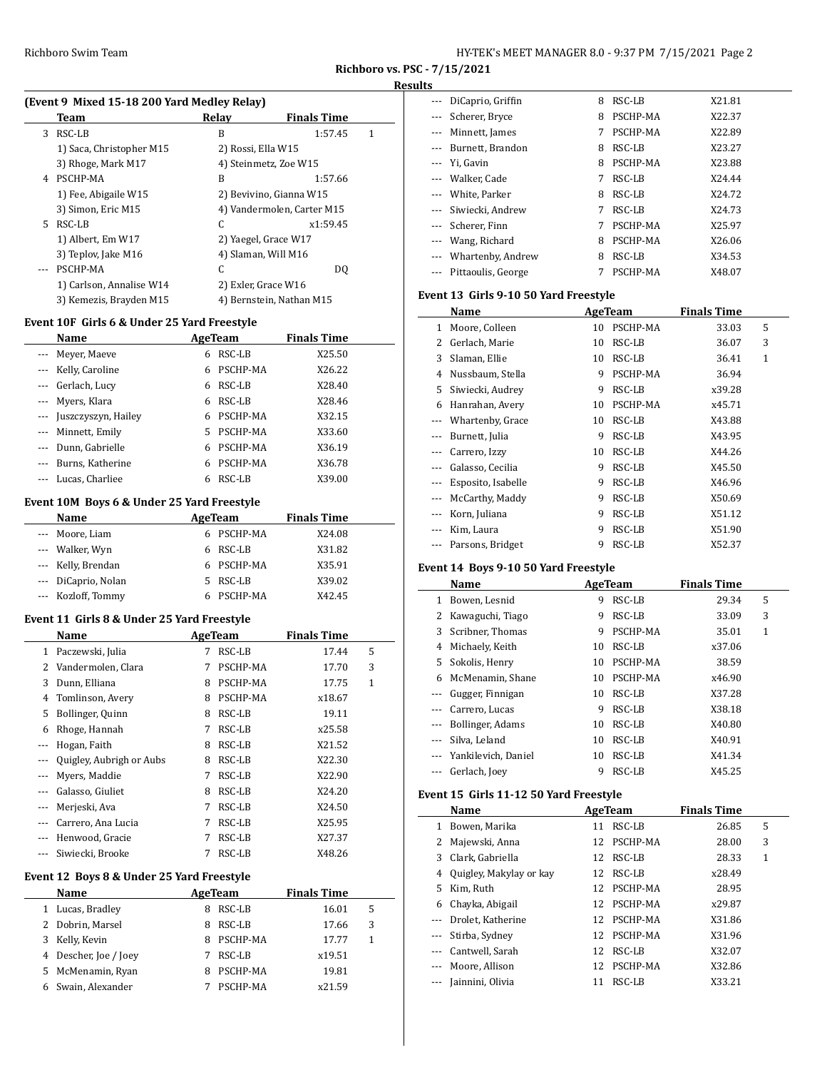**Richboro vs. PSC - 7/15/2021**

**Results**

### (Event 9 Mixed 15-18 200 Yard Medley Relay)

| | Team | Relay | Finals Time | |
|---|---|---|---|---|
| 3 | RSC-LB | B | 1:57.45 | 1 |
| | 1) Saca, Christopher M15 | 2) Rossi, Ella W15 | | |
| | 3) Rhoge, Mark M17 | 4) Steinmetz, Zoe W15 | | |
| 4 | PSCHP-MA | B | 1:57.66 | |
| | 1) Fee, Abigaile W15 | 2) Bevivino, Gianna W15 | | |
| | 3) Simon, Eric M15 | 4) Vandermolen, Carter M15 | | |
| 5 | RSC-LB | C | x1:59.45 | |
| | 1) Albert, Em W17 | 2) Yaegel, Grace W17 | | |
| | 3) Teplov, Jake M16 | 4) Slaman, Will M16 | | |
| --- | PSCHP-MA | C | DQ | |
| | 1) Carlson, Annalise W14 | 2) Exler, Grace W16 | | |
| | 3) Kemezis, Brayden M15 | 4) Bernstein, Nathan M15 | | |

### Event 10F Girls 6 & Under 25 Yard Freestyle

| | Name | Age | Team | Finals Time |
|---|---|---|---|---|
| --- | Meyer, Maeve | 6 | RSC-LB | X25.50 |
| --- | Kelly, Caroline | 6 | PSCHP-MA | X26.22 |
| --- | Gerlach, Lucy | 6 | RSC-LB | X28.40 |
| --- | Myers, Klara | 6 | RSC-LB | X28.46 |
| --- | Juszczyszyn, Hailey | 6 | PSCHP-MA | X32.15 |
| --- | Minnett, Emily | 5 | PSCHP-MA | X33.60 |
| --- | Dunn, Gabrielle | 6 | PSCHP-MA | X36.19 |
| --- | Burns, Katherine | 6 | PSCHP-MA | X36.78 |
| --- | Lucas, Charliee | 6 | RSC-LB | X39.00 |

### Event 10M Boys 6 & Under 25 Yard Freestyle

| | Name | Age | Team | Finals Time |
|---|---|---|---|---|
| --- | Moore, Liam | 6 | PSCHP-MA | X24.08 |
| --- | Walker, Wyn | 6 | RSC-LB | X31.82 |
| --- | Kelly, Brendan | 6 | PSCHP-MA | X35.91 |
| --- | DiCaprio, Nolan | 5 | RSC-LB | X39.02 |
| --- | Kozloff, Tommy | 6 | PSCHP-MA | X42.45 |

### Event 11 Girls 8 & Under 25 Yard Freestyle

| | Name | Age | Team | Finals Time | |
|---|---|---|---|---|---|
| 1 | Paczewski, Julia | 7 | RSC-LB | 17.44 | 5 |
| 2 | Vandermolen, Clara | 7 | PSCHP-MA | 17.70 | 3 |
| 3 | Dunn, Elliana | 8 | PSCHP-MA | 17.75 | 1 |
| 4 | Tomlinson, Avery | 8 | PSCHP-MA | x18.67 | |
| 5 | Bollinger, Quinn | 8 | RSC-LB | 19.11 | |
| 6 | Rhoge, Hannah | 7 | RSC-LB | x25.58 | |
| --- | Hogan, Faith | 8 | RSC-LB | X21.52 | |
| --- | Quigley, Aubrigh or Aubs | 8 | RSC-LB | X22.30 | |
| --- | Myers, Maddie | 7 | RSC-LB | X22.90 | |
| --- | Galasso, Giuliet | 8 | RSC-LB | X24.20 | |
| --- | Merjeski, Ava | 7 | RSC-LB | X24.50 | |
| --- | Carrero, Ana Lucia | 7 | RSC-LB | X25.95 | |
| --- | Henwood, Gracie | 7 | RSC-LB | X27.37 | |
| --- | Siwiecki, Brooke | 7 | RSC-LB | X48.26 | |

### Event 12 Boys 8 & Under 25 Yard Freestyle

| | Name | Age | Team | Finals Time | |
|---|---|---|---|---|---|
| 1 | Lucas, Bradley | 8 | RSC-LB | 16.01 | 5 |
| 2 | Dobrin, Marsel | 8 | RSC-LB | 17.66 | 3 |
| 3 | Kelly, Kevin | 8 | PSCHP-MA | 17.77 | 1 |
| 4 | Descher, Joe / Joey | 7 | RSC-LB | x19.51 | |
| 5 | McMenamin, Ryan | 8 | PSCHP-MA | 19.81 | |
| 6 | Swain, Alexander | 7 | PSCHP-MA | x21.59 | |
| --- | DiCaprio, Griffin | 8 | RSC-LB | X21.81 | |
| --- | Scherer, Bryce | 8 | PSCHP-MA | X22.37 | |
| --- | Minnett, James | 7 | PSCHP-MA | X22.89 | |
| --- | Burnett, Brandon | 8 | RSC-LB | X23.27 | |
| --- | Yi, Gavin | 8 | PSCHP-MA | X23.88 | |
| --- | Walker, Cade | 7 | RSC-LB | X24.44 | |
| --- | White, Parker | 8 | RSC-LB | X24.72 | |
| --- | Siwiecki, Andrew | 7 | RSC-LB | X24.73 | |
| --- | Scherer, Finn | 7 | PSCHP-MA | X25.97 | |
| --- | Wang, Richard | 8 | PSCHP-MA | X26.06 | |
| --- | Whartenby, Andrew | 8 | RSC-LB | X34.53 | |
| --- | Pittaoulis, George | 7 | PSCHP-MA | X48.07 | |

### Event 13 Girls 9-10 50 Yard Freestyle

| | Name | Age | Team | Finals Time | |
|---|---|---|---|---|---|
| 1 | Moore, Colleen | 10 | PSCHP-MA | 33.03 | 5 |
| 2 | Gerlach, Marie | 10 | RSC-LB | 36.07 | 3 |
| 3 | Slaman, Ellie | 10 | RSC-LB | 36.41 | 1 |
| 4 | Nussbaum, Stella | 9 | PSCHP-MA | 36.94 | |
| 5 | Siwiecki, Audrey | 9 | RSC-LB | x39.28 | |
| 6 | Hanrahan, Avery | 10 | PSCHP-MA | x45.71 | |
| --- | Whartenby, Grace | 10 | RSC-LB | X43.88 | |
| --- | Burnett, Julia | 9 | RSC-LB | X43.95 | |
| --- | Carrero, Izzy | 10 | RSC-LB | X44.26 | |
| --- | Galasso, Cecilia | 9 | RSC-LB | X45.50 | |
| --- | Esposito, Isabelle | 9 | RSC-LB | X46.96 | |
| --- | McCarthy, Maddy | 9 | RSC-LB | X50.69 | |
| --- | Korn, Juliana | 9 | RSC-LB | X51.12 | |
| --- | Kim, Laura | 9 | RSC-LB | X51.90 | |
| --- | Parsons, Bridget | 9 | RSC-LB | X52.37 | |

### Event 14 Boys 9-10 50 Yard Freestyle

| | Name | Age | Team | Finals Time | |
|---|---|---|---|---|---|
| 1 | Bowen, Lesnid | 9 | RSC-LB | 29.34 | 5 |
| 2 | Kawaguchi, Tiago | 9 | RSC-LB | 33.09 | 3 |
| 3 | Scribner, Thomas | 9 | PSCHP-MA | 35.01 | 1 |
| 4 | Michaely, Keith | 10 | RSC-LB | x37.06 | |
| 5 | Sokolis, Henry | 10 | PSCHP-MA | 38.59 | |
| 6 | McMenamin, Shane | 10 | PSCHP-MA | x46.90 | |
| --- | Gugger, Finnigan | 10 | RSC-LB | X37.28 | |
| --- | Carrero, Lucas | 9 | RSC-LB | X38.18 | |
| --- | Bollinger, Adams | 10 | RSC-LB | X40.80 | |
| --- | Silva, Leland | 10 | RSC-LB | X40.91 | |
| --- | Yankilevich, Daniel | 10 | RSC-LB | X41.34 | |
| --- | Gerlach, Joey | 9 | RSC-LB | X45.25 | |

### Event 15 Girls 11-12 50 Yard Freestyle

| | Name | Age | Team | Finals Time | |
|---|---|---|---|---|---|
| 1 | Bowen, Marika | 11 | RSC-LB | 26.85 | 5 |
| 2 | Majewski, Anna | 12 | PSCHP-MA | 28.00 | 3 |
| 3 | Clark, Gabriella | 12 | RSC-LB | 28.33 | 1 |
| 4 | Quigley, Makylay or kay | 12 | RSC-LB | x28.49 | |
| 5 | Kim, Ruth | 12 | PSCHP-MA | 28.95 | |
| 6 | Chayka, Abigail | 12 | PSCHP-MA | x29.87 | |
| --- | Drolet, Katherine | 12 | PSCHP-MA | X31.86 | |
| --- | Stirba, Sydney | 12 | PSCHP-MA | X31.96 | |
| --- | Cantwell, Sarah | 12 | RSC-LB | X32.07 | |
| --- | Moore, Allison | 12 | PSCHP-MA | X32.86 | |
| --- | Jainnini, Olivia | 11 | RSC-LB | X33.21 | |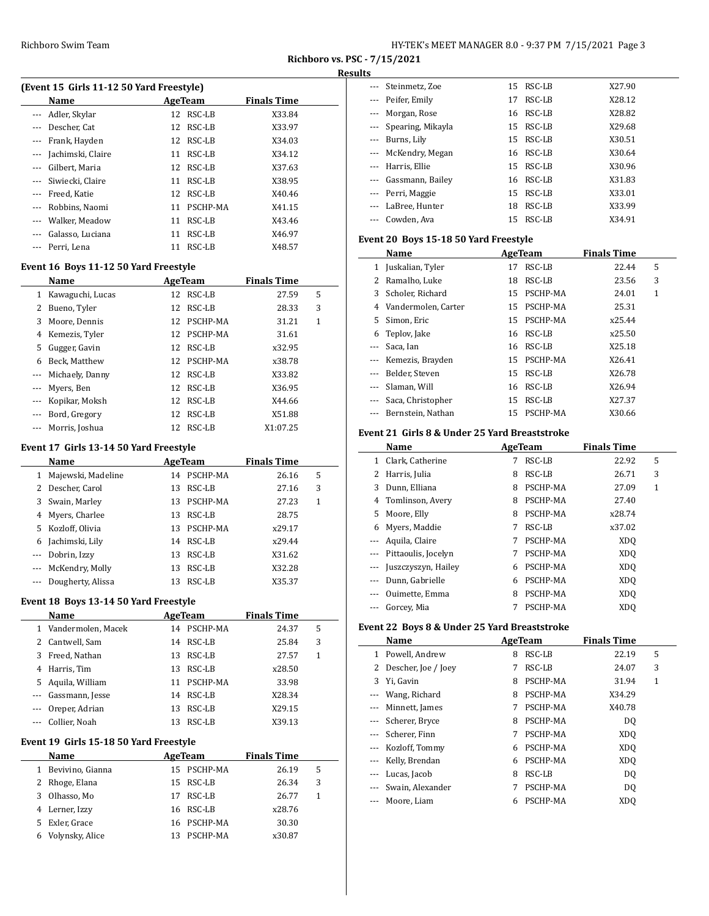## Richboro vs. PSC - 7/15/2021

### Results

### (Event 15 Girls 11-12 50 Yard Freestyle)

| | Name | Age | Team | Finals Time | |
|---|---|---|---|---|---|
| --- | Adler, Skylar | 12 | RSC-LB | X33.84 | |
| --- | Descher, Cat | 12 | RSC-LB | X33.97 | |
| --- | Frank, Hayden | 12 | RSC-LB | X34.03 | |
| --- | Jachimski, Claire | 11 | RSC-LB | X34.12 | |
| --- | Gilbert, Maria | 12 | RSC-LB | X37.63 | |
| --- | Siwiecki, Claire | 11 | RSC-LB | X38.95 | |
| --- | Freed, Katie | 12 | RSC-LB | X40.46 | |
| --- | Robbins, Naomi | 11 | PSCHP-MA | X41.15 | |
| --- | Walker, Meadow | 11 | RSC-LB | X43.46 | |
| --- | Galasso, Luciana | 11 | RSC-LB | X46.97 | |
| --- | Perri, Lena | 11 | RSC-LB | X48.57 | |

### Event 16 Boys 11-12 50 Yard Freestyle

| | Name | Age | Team | Finals Time | |
|---|---|---|---|---|---|
| 1 | Kawaguchi, Lucas | 12 | RSC-LB | 27.59 | 5 |
| 2 | Bueno, Tyler | 12 | RSC-LB | 28.33 | 3 |
| 3 | Moore, Dennis | 12 | PSCHP-MA | 31.21 | 1 |
| 4 | Kemezis, Tyler | 12 | PSCHP-MA | 31.61 | |
| 5 | Gugger, Gavin | 12 | RSC-LB | x32.95 | |
| 6 | Beck, Matthew | 12 | PSCHP-MA | x38.78 | |
| --- | Michaely, Danny | 12 | RSC-LB | X33.82 | |
| --- | Myers, Ben | 12 | RSC-LB | X36.95 | |
| --- | Kopikar, Moksh | 12 | RSC-LB | X44.66 | |
| --- | Bord, Gregory | 12 | RSC-LB | X51.88 | |
| --- | Morris, Joshua | 12 | RSC-LB | X1:07.25 | |

### Event 17 Girls 13-14 50 Yard Freestyle

| | Name | Age | Team | Finals Time | |
|---|---|---|---|---|---|
| 1 | Majewski, Madeline | 14 | PSCHP-MA | 26.16 | 5 |
| 2 | Descher, Carol | 13 | RSC-LB | 27.16 | 3 |
| 3 | Swain, Marley | 13 | PSCHP-MA | 27.23 | 1 |
| 4 | Myers, Charlee | 13 | RSC-LB | 28.75 | |
| 5 | Kozloff, Olivia | 13 | PSCHP-MA | x29.17 | |
| 6 | Jachimski, Lily | 14 | RSC-LB | x29.44 | |
| --- | Dobrin, Izzy | 13 | RSC-LB | X31.62 | |
| --- | McKendry, Molly | 13 | RSC-LB | X32.28 | |
| --- | Dougherty, Alissa | 13 | RSC-LB | X35.37 | |

### Event 18 Boys 13-14 50 Yard Freestyle

| | Name | Age | Team | Finals Time | |
|---|---|---|---|---|---|
| 1 | Vandermolen, Macek | 14 | PSCHP-MA | 24.37 | 5 |
| 2 | Cantwell, Sam | 14 | RSC-LB | 25.84 | 3 |
| 3 | Freed, Nathan | 13 | RSC-LB | 27.57 | 1 |
| 4 | Harris, Tim | 13 | RSC-LB | x28.50 | |
| 5 | Aquila, William | 11 | PSCHP-MA | 33.98 | |
| --- | Gassmann, Jesse | 14 | RSC-LB | X28.34 | |
| --- | Oreper, Adrian | 13 | RSC-LB | X29.15 | |
| --- | Collier, Noah | 13 | RSC-LB | X39.13 | |

### Event 19 Girls 15-18 50 Yard Freestyle

| | Name | Age | Team | Finals Time | |
|---|---|---|---|---|---|
| 1 | Bevivino, Gianna | 15 | PSCHP-MA | 26.19 | 5 |
| 2 | Rhoge, Elana | 15 | RSC-LB | 26.34 | 3 |
| 3 | Olhasso, Mo | 17 | RSC-LB | 26.77 | 1 |
| 4 | Lerner, Izzy | 16 | RSC-LB | x28.76 | |
| 5 | Exler, Grace | 16 | PSCHP-MA | 30.30 | |
| 6 | Volynsky, Alice | 13 | PSCHP-MA | x30.87 | |
| --- | Steinmetz, Zoe | 15 | RSC-LB | X27.90 | |
| --- | Peifer, Emily | 17 | RSC-LB | X28.12 | |
| --- | Morgan, Rose | 16 | RSC-LB | X28.82 | |
| --- | Spearing, Mikayla | 15 | RSC-LB | X29.68 | |
| --- | Burns, Lily | 15 | RSC-LB | X30.51 | |
| --- | McKendry, Megan | 16 | RSC-LB | X30.64 | |
| --- | Harris, Ellie | 15 | RSC-LB | X30.96 | |
| --- | Gassmann, Bailey | 16 | RSC-LB | X31.83 | |
| --- | Perri, Maggie | 15 | RSC-LB | X33.01 | |
| --- | LaBree, Hunter | 18 | RSC-LB | X33.99 | |
| --- | Cowden, Ava | 15 | RSC-LB | X34.91 | |

### Event 20 Boys 15-18 50 Yard Freestyle

| | Name | Age | Team | Finals Time | |
|---|---|---|---|---|---|
| 1 | Juskalian, Tyler | 17 | RSC-LB | 22.44 | 5 |
| 2 | Ramalho, Luke | 18 | RSC-LB | 23.56 | 3 |
| 3 | Scholer, Richard | 15 | PSCHP-MA | 24.01 | 1 |
| 4 | Vandermolen, Carter | 15 | PSCHP-MA | 25.31 | |
| 5 | Simon, Eric | 15 | PSCHP-MA | x25.44 | |
| 6 | Teplov, Jake | 16 | RSC-LB | x25.50 | |
| --- | Saca, Ian | 16 | RSC-LB | X25.18 | |
| --- | Kemezis, Brayden | 15 | PSCHP-MA | X26.41 | |
| --- | Belder, Steven | 15 | RSC-LB | X26.78 | |
| --- | Slaman, Will | 16 | RSC-LB | X26.94 | |
| --- | Saca, Christopher | 15 | RSC-LB | X27.37 | |
| --- | Bernstein, Nathan | 15 | PSCHP-MA | X30.66 | |

### Event 21 Girls 8 & Under 25 Yard Breaststroke

| | Name | Age | Team | Finals Time | |
|---|---|---|---|---|---|
| 1 | Clark, Catherine | 7 | RSC-LB | 22.92 | 5 |
| 2 | Harris, Julia | 8 | RSC-LB | 26.71 | 3 |
| 3 | Dunn, Elliana | 8 | PSCHP-MA | 27.09 | 1 |
| 4 | Tomlinson, Avery | 8 | PSCHP-MA | 27.40 | |
| 5 | Moore, Elly | 8 | PSCHP-MA | x28.74 | |
| 6 | Myers, Maddie | 7 | RSC-LB | x37.02 | |
| --- | Aquila, Claire | 7 | PSCHP-MA | XDQ | |
| --- | Pittaoulis, Jocelyn | 7 | PSCHP-MA | XDQ | |
| --- | Juszczyszyn, Hailey | 6 | PSCHP-MA | XDQ | |
| --- | Dunn, Gabrielle | 6 | PSCHP-MA | XDQ | |
| --- | Ouimette, Emma | 8 | PSCHP-MA | XDQ | |
| --- | Gorcey, Mia | 7 | PSCHP-MA | XDQ | |

### Event 22 Boys 8 & Under 25 Yard Breaststroke

| | Name | Age | Team | Finals Time | |
|---|---|---|---|---|---|
| 1 | Powell, Andrew | 8 | RSC-LB | 22.19 | 5 |
| 2 | Descher, Joe / Joey | 7 | RSC-LB | 24.07 | 3 |
| 3 | Yi, Gavin | 8 | PSCHP-MA | 31.94 | 1 |
| --- | Wang, Richard | 8 | PSCHP-MA | X34.29 | |
| --- | Minnett, James | 7 | PSCHP-MA | X40.78 | |
| --- | Scherer, Bryce | 8 | PSCHP-MA | DQ | |
| --- | Scherer, Finn | 7 | PSCHP-MA | XDQ | |
| --- | Kozloff, Tommy | 6 | PSCHP-MA | XDQ | |
| --- | Kelly, Brendan | 6 | PSCHP-MA | XDQ | |
| --- | Lucas, Jacob | 8 | RSC-LB | DQ | |
| --- | Swain, Alexander | 7 | PSCHP-MA | DQ | |
| --- | Moore, Liam | 6 | PSCHP-MA | XDQ | |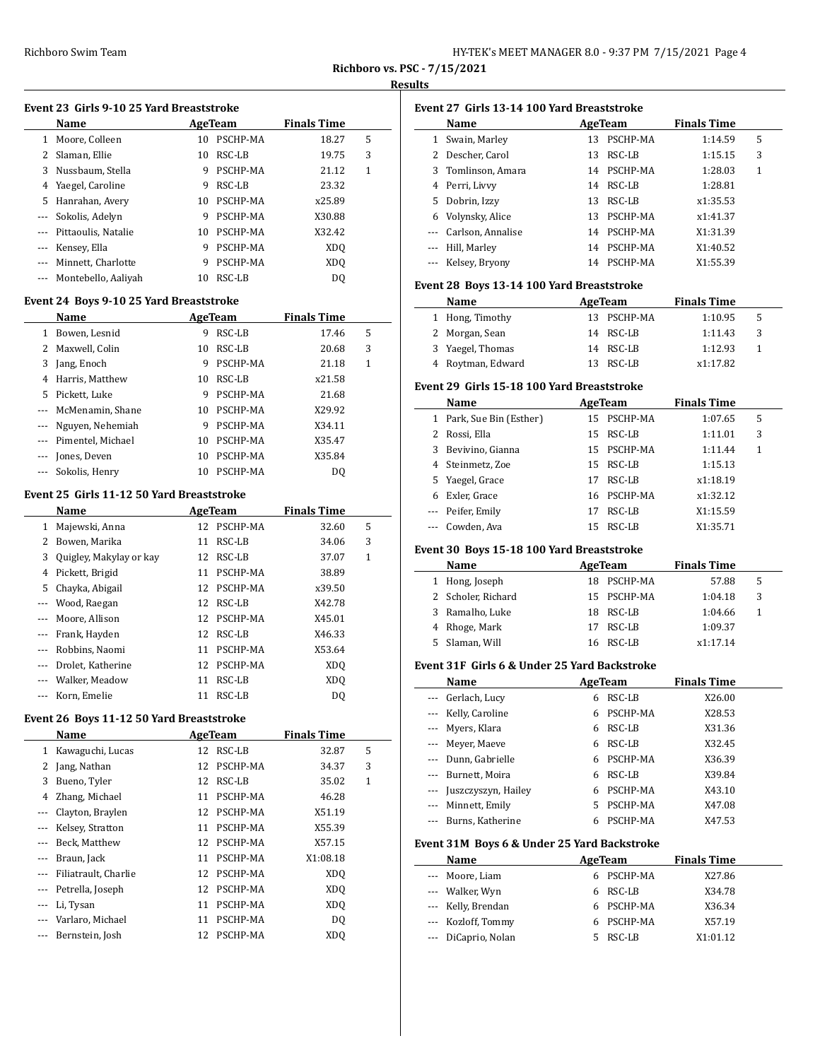**Richboro vs. PSC - 7/15/2021**

**Results**

### Event 23 Girls 9-10 25 Yard Breaststroke

| | Name | Age | Team | Finals Time | |
|---|---|---|---|---|---|
| 1 | Moore, Colleen | 10 | PSCHP-MA | 18.27 | 5 |
| 2 | Slaman, Ellie | 10 | RSC-LB | 19.75 | 3 |
| 3 | Nussbaum, Stella | 9 | PSCHP-MA | 21.12 | 1 |
| 4 | Yaegel, Caroline | 9 | RSC-LB | 23.32 | |
| 5 | Hanrahan, Avery | 10 | PSCHP-MA | x25.89 | |
| --- | Sokolis, Adelyn | 9 | PSCHP-MA | X30.88 | |
| --- | Pittaoulis, Natalie | 10 | PSCHP-MA | X32.42 | |
| --- | Kensey, Ella | 9 | PSCHP-MA | XDQ | |
| --- | Minnett, Charlotte | 9 | PSCHP-MA | XDQ | |
| --- | Montebello, Aaliyah | 10 | RSC-LB | DQ | |

### Event 24 Boys 9-10 25 Yard Breaststroke

| | Name | Age | Team | Finals Time | |
|---|---|---|---|---|---|
| 1 | Bowen, Lesnid | 9 | RSC-LB | 17.46 | 5 |
| 2 | Maxwell, Colin | 10 | RSC-LB | 20.68 | 3 |
| 3 | Jang, Enoch | 9 | PSCHP-MA | 21.18 | 1 |
| 4 | Harris, Matthew | 10 | RSC-LB | x21.58 | |
| 5 | Pickett, Luke | 9 | PSCHP-MA | 21.68 | |
| --- | McMenamin, Shane | 10 | PSCHP-MA | X29.92 | |
| --- | Nguyen, Nehemiah | 9 | PSCHP-MA | X34.11 | |
| --- | Pimentel, Michael | 10 | PSCHP-MA | X35.47 | |
| --- | Jones, Deven | 10 | PSCHP-MA | X35.84 | |
| --- | Sokolis, Henry | 10 | PSCHP-MA | DQ | |

### Event 25 Girls 11-12 50 Yard Breaststroke

| | Name | Age | Team | Finals Time | |
|---|---|---|---|---|---|
| 1 | Majewski, Anna | 12 | PSCHP-MA | 32.60 | 5 |
| 2 | Bowen, Marika | 11 | RSC-LB | 34.06 | 3 |
| 3 | Quigley, Makylay or kay | 12 | RSC-LB | 37.07 | 1 |
| 4 | Pickett, Brigid | 11 | PSCHP-MA | 38.89 | |
| 5 | Chayka, Abigail | 12 | PSCHP-MA | x39.50 | |
| --- | Wood, Raegan | 12 | RSC-LB | X42.78 | |
| --- | Moore, Allison | 12 | PSCHP-MA | X45.01 | |
| --- | Frank, Hayden | 12 | RSC-LB | X46.33 | |
| --- | Robbins, Naomi | 11 | PSCHP-MA | X53.64 | |
| --- | Drolet, Katherine | 12 | PSCHP-MA | XDQ | |
| --- | Walker, Meadow | 11 | RSC-LB | XDQ | |
| --- | Korn, Emelie | 11 | RSC-LB | DQ | |

### Event 26 Boys 11-12 50 Yard Breaststroke

| | Name | Age | Team | Finals Time | |
|---|---|---|---|---|---|
| 1 | Kawaguchi, Lucas | 12 | RSC-LB | 32.87 | 5 |
| 2 | Jang, Nathan | 12 | PSCHP-MA | 34.37 | 3 |
| 3 | Bueno, Tyler | 12 | RSC-LB | 35.02 | 1 |
| 4 | Zhang, Michael | 11 | PSCHP-MA | 46.28 | |
| --- | Clayton, Braylen | 12 | PSCHP-MA | X51.19 | |
| --- | Kelsey, Stratton | 11 | PSCHP-MA | X55.39 | |
| --- | Beck, Matthew | 12 | PSCHP-MA | X57.15 | |
| --- | Braun, Jack | 11 | PSCHP-MA | X1:08.18 | |
| --- | Filiatrault, Charlie | 12 | PSCHP-MA | XDQ | |
| --- | Petrella, Joseph | 12 | PSCHP-MA | XDQ | |
| --- | Li, Tysan | 11 | PSCHP-MA | XDQ | |
| --- | Varlaro, Michael | 11 | PSCHP-MA | DQ | |
| --- | Bernstein, Josh | 12 | PSCHP-MA | XDQ | |

### Event 27 Girls 13-14 100 Yard Breaststroke

| | Name | Age | Team | Finals Time | |
|---|---|---|---|---|---|
| 1 | Swain, Marley | 13 | PSCHP-MA | 1:14.59 | 5 |
| 2 | Descher, Carol | 13 | RSC-LB | 1:15.15 | 3 |
| 3 | Tomlinson, Amara | 14 | PSCHP-MA | 1:28.03 | 1 |
| 4 | Perri, Livvy | 14 | RSC-LB | 1:28.81 | |
| 5 | Dobrin, Izzy | 13 | RSC-LB | x1:35.53 | |
| 6 | Volynsky, Alice | 13 | PSCHP-MA | x1:41.37 | |
| --- | Carlson, Annalise | 14 | PSCHP-MA | X1:31.39 | |
| --- | Hill, Marley | 14 | PSCHP-MA | X1:40.52 | |
| --- | Kelsey, Bryony | 14 | PSCHP-MA | X1:55.39 | |

### Event 28 Boys 13-14 100 Yard Breaststroke

| | Name | Age | Team | Finals Time | |
|---|---|---|---|---|---|
| 1 | Hong, Timothy | 13 | PSCHP-MA | 1:10.95 | 5 |
| 2 | Morgan, Sean | 14 | RSC-LB | 1:11.43 | 3 |
| 3 | Yaegel, Thomas | 14 | RSC-LB | 1:12.93 | 1 |
| 4 | Roytman, Edward | 13 | RSC-LB | x1:17.82 | |

### Event 29 Girls 15-18 100 Yard Breaststroke

| | Name | Age | Team | Finals Time | |
|---|---|---|---|---|---|
| 1 | Park, Sue Bin (Esther) | 15 | PSCHP-MA | 1:07.65 | 5 |
| 2 | Rossi, Ella | 15 | RSC-LB | 1:11.01 | 3 |
| 3 | Bevivino, Gianna | 15 | PSCHP-MA | 1:11.44 | 1 |
| 4 | Steinmetz, Zoe | 15 | RSC-LB | 1:15.13 | |
| 5 | Yaegel, Grace | 17 | RSC-LB | x1:18.19 | |
| 6 | Exler, Grace | 16 | PSCHP-MA | x1:32.12 | |
| --- | Peifer, Emily | 17 | RSC-LB | X1:15.59 | |
| --- | Cowden, Ava | 15 | RSC-LB | X1:35.71 | |

### Event 30 Boys 15-18 100 Yard Breaststroke

| | Name | Age | Team | Finals Time | |
|---|---|---|---|---|---|
| 1 | Hong, Joseph | 18 | PSCHP-MA | 57.88 | 5 |
| 2 | Scholer, Richard | 15 | PSCHP-MA | 1:04.18 | 3 |
| 3 | Ramalho, Luke | 18 | RSC-LB | 1:04.66 | 1 |
| 4 | Rhoge, Mark | 17 | RSC-LB | 1:09.37 | |
| 5 | Slaman, Will | 16 | RSC-LB | x1:17.14 | |

### Event 31F Girls 6 & Under 25 Yard Backstroke

| | Name | Age | Team | Finals Time |
|---|---|---|---|---|
| --- | Gerlach, Lucy | 6 | RSC-LB | X26.00 |
| --- | Kelly, Caroline | 6 | PSCHP-MA | X28.53 |
| --- | Myers, Klara | 6 | RSC-LB | X31.36 |
| --- | Meyer, Maeve | 6 | RSC-LB | X32.45 |
| --- | Dunn, Gabrielle | 6 | PSCHP-MA | X36.39 |
| --- | Burnett, Moira | 6 | RSC-LB | X39.84 |
| --- | Juszczyszyn, Hailey | 6 | PSCHP-MA | X43.10 |
| --- | Minnett, Emily | 5 | PSCHP-MA | X47.08 |
| --- | Burns, Katherine | 6 | PSCHP-MA | X47.53 |

### Event 31M Boys 6 & Under 25 Yard Backstroke

| | Name | Age | Team | Finals Time |
|---|---|---|---|---|
| --- | Moore, Liam | 6 | PSCHP-MA | X27.86 |
| --- | Walker, Wyn | 6 | RSC-LB | X34.78 |
| --- | Kelly, Brendan | 6 | PSCHP-MA | X36.34 |
| --- | Kozloff, Tommy | 6 | PSCHP-MA | X57.19 |
| --- | DiCaprio, Nolan | 5 | RSC-LB | X1:01.12 |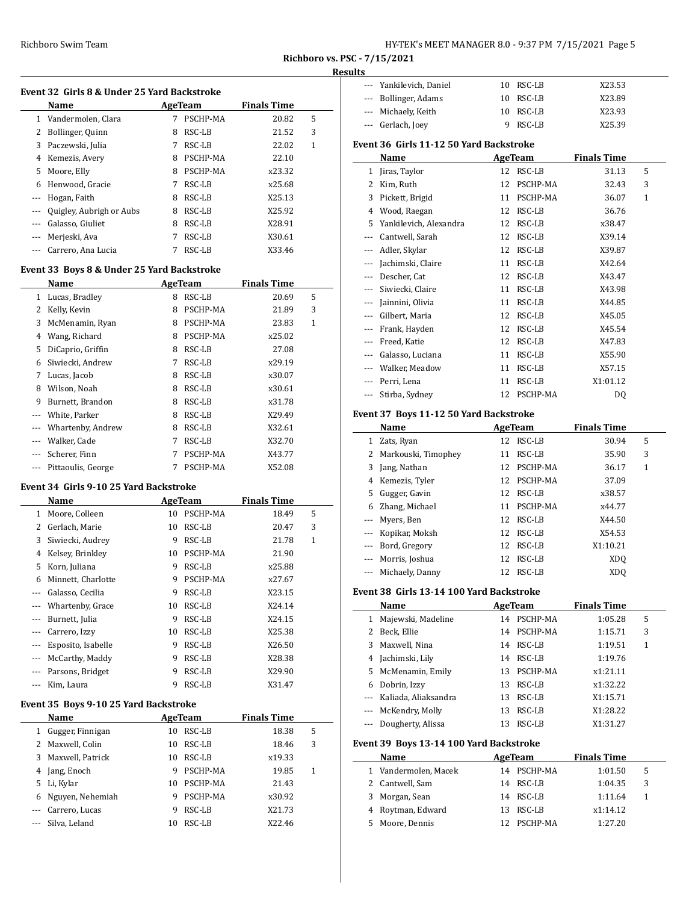**Richboro vs. PSC - 7/15/2021**

**Results**

### Event 32 Girls 8 & Under 25 Yard Backstroke

| | Name | Age | Team | Finals Time | |
|---|---|---|---|---|---|
| 1 | Vandermolen, Clara | 7 | PSCHP-MA | 20.82 | 5 |
| 2 | Bollinger, Quinn | 8 | RSC-LB | 21.52 | 3 |
| 3 | Paczewski, Julia | 7 | RSC-LB | 22.02 | 1 |
| 4 | Kemezis, Avery | 8 | PSCHP-MA | 22.10 | |
| 5 | Moore, Elly | 8 | PSCHP-MA | x23.32 | |
| 6 | Henwood, Gracie | 7 | RSC-LB | x25.68 | |
| --- | Hogan, Faith | 8 | RSC-LB | X25.13 | |
| --- | Quigley, Aubrigh or Aubs | 8 | RSC-LB | X25.92 | |
| --- | Galasso, Giuliet | 8 | RSC-LB | X28.91 | |
| --- | Merjeski, Ava | 7 | RSC-LB | X30.61 | |
| --- | Carrero, Ana Lucia | 7 | RSC-LB | X33.46 | |

### Event 33 Boys 8 & Under 25 Yard Backstroke

| | Name | Age | Team | Finals Time | |
|---|---|---|---|---|---|
| 1 | Lucas, Bradley | 8 | RSC-LB | 20.69 | 5 |
| 2 | Kelly, Kevin | 8 | PSCHP-MA | 21.89 | 3 |
| 3 | McMenamin, Ryan | 8 | PSCHP-MA | 23.83 | 1 |
| 4 | Wang, Richard | 8 | PSCHP-MA | x25.02 | |
| 5 | DiCaprio, Griffin | 8 | RSC-LB | 27.08 | |
| 6 | Siwiecki, Andrew | 7 | RSC-LB | x29.19 | |
| 7 | Lucas, Jacob | 8 | RSC-LB | x30.07 | |
| 8 | Wilson, Noah | 8 | RSC-LB | x30.61 | |
| 9 | Burnett, Brandon | 8 | RSC-LB | x31.78 | |
| --- | White, Parker | 8 | RSC-LB | X29.49 | |
| --- | Whartenby, Andrew | 8 | RSC-LB | X32.61 | |
| --- | Walker, Cade | 7 | RSC-LB | X32.70 | |
| --- | Scherer, Finn | 7 | PSCHP-MA | X43.77 | |
| --- | Pittaoulis, George | 7 | PSCHP-MA | X52.08 | |

### Event 34 Girls 9-10 25 Yard Backstroke

| | Name | Age | Team | Finals Time | |
|---|---|---|---|---|---|
| 1 | Moore, Colleen | 10 | PSCHP-MA | 18.49 | 5 |
| 2 | Gerlach, Marie | 10 | RSC-LB | 20.47 | 3 |
| 3 | Siwiecki, Audrey | 9 | RSC-LB | 21.78 | 1 |
| 4 | Kelsey, Brinkley | 10 | PSCHP-MA | 21.90 | |
| 5 | Korn, Juliana | 9 | RSC-LB | x25.88 | |
| 6 | Minnett, Charlotte | 9 | PSCHP-MA | x27.67 | |
| --- | Galasso, Cecilia | 9 | RSC-LB | X23.15 | |
| --- | Whartenby, Grace | 10 | RSC-LB | X24.14 | |
| --- | Burnett, Julia | 9 | RSC-LB | X24.15 | |
| --- | Carrero, Izzy | 10 | RSC-LB | X25.38 | |
| --- | Esposito, Isabelle | 9 | RSC-LB | X26.50 | |
| --- | McCarthy, Maddy | 9 | RSC-LB | X28.38 | |
| --- | Parsons, Bridget | 9 | RSC-LB | X29.90 | |
| --- | Kim, Laura | 9 | RSC-LB | X31.47 | |

### Event 35 Boys 9-10 25 Yard Backstroke

| | Name | Age | Team | Finals Time | |
|---|---|---|---|---|---|
| 1 | Gugger, Finnigan | 10 | RSC-LB | 18.38 | 5 |
| 2 | Maxwell, Colin | 10 | RSC-LB | 18.46 | 3 |
| 3 | Maxwell, Patrick | 10 | RSC-LB | x19.33 | |
| 4 | Jang, Enoch | 9 | PSCHP-MA | 19.85 | 1 |
| 5 | Li, Kylar | 10 | PSCHP-MA | 21.43 | |
| 6 | Nguyen, Nehemiah | 9 | PSCHP-MA | x30.92 | |
| --- | Carrero, Lucas | 9 | RSC-LB | X21.73 | |
| --- | Silva, Leland | 10 | RSC-LB | X22.46 | |
| --- | Yankilevich, Daniel | 10 | RSC-LB | X23.53 | |
| --- | Bollinger, Adams | 10 | RSC-LB | X23.89 | |
| --- | Michaely, Keith | 10 | RSC-LB | X23.93 | |
| --- | Gerlach, Joey | 9 | RSC-LB | X25.39 | |

### Event 36 Girls 11-12 50 Yard Backstroke

| | Name | Age | Team | Finals Time | |
|---|---|---|---|---|---|
| 1 | Jiras, Taylor | 12 | RSC-LB | 31.13 | 5 |
| 2 | Kim, Ruth | 12 | PSCHP-MA | 32.43 | 3 |
| 3 | Pickett, Brigid | 11 | PSCHP-MA | 36.07 | 1 |
| 4 | Wood, Raegan | 12 | RSC-LB | 36.76 | |
| 5 | Yankilevich, Alexandra | 12 | RSC-LB | x38.47 | |
| --- | Cantwell, Sarah | 12 | RSC-LB | X39.14 | |
| --- | Adler, Skylar | 12 | RSC-LB | X39.87 | |
| --- | Jachimski, Claire | 11 | RSC-LB | X42.64 | |
| --- | Descher, Cat | 12 | RSC-LB | X43.47 | |
| --- | Siwiecki, Claire | 11 | RSC-LB | X43.98 | |
| --- | Jainnini, Olivia | 11 | RSC-LB | X44.85 | |
| --- | Gilbert, Maria | 12 | RSC-LB | X45.05 | |
| --- | Frank, Hayden | 12 | RSC-LB | X45.54 | |
| --- | Freed, Katie | 12 | RSC-LB | X47.83 | |
| --- | Galasso, Luciana | 11 | RSC-LB | X55.90 | |
| --- | Walker, Meadow | 11 | RSC-LB | X57.15 | |
| --- | Perri, Lena | 11 | RSC-LB | X1:01.12 | |
| --- | Stirba, Sydney | 12 | PSCHP-MA | DQ | |

### Event 37 Boys 11-12 50 Yard Backstroke

| | Name | Age | Team | Finals Time | |
|---|---|---|---|---|---|
| 1 | Zats, Ryan | 12 | RSC-LB | 30.94 | 5 |
| 2 | Markouski, Timophey | 11 | RSC-LB | 35.90 | 3 |
| 3 | Jang, Nathan | 12 | PSCHP-MA | 36.17 | 1 |
| 4 | Kemezis, Tyler | 12 | PSCHP-MA | 37.09 | |
| 5 | Gugger, Gavin | 12 | RSC-LB | x38.57 | |
| 6 | Zhang, Michael | 11 | PSCHP-MA | x44.77 | |
| --- | Myers, Ben | 12 | RSC-LB | X44.50 | |
| --- | Kopikar, Moksh | 12 | RSC-LB | X54.53 | |
| --- | Bord, Gregory | 12 | RSC-LB | X1:10.21 | |
| --- | Morris, Joshua | 12 | RSC-LB | XDQ | |
| --- | Michaely, Danny | 12 | RSC-LB | XDQ | |

### Event 38 Girls 13-14 100 Yard Backstroke

| | Name | Age | Team | Finals Time | |
|---|---|---|---|---|---|
| 1 | Majewski, Madeline | 14 | PSCHP-MA | 1:05.28 | 5 |
| 2 | Beck, Ellie | 14 | PSCHP-MA | 1:15.71 | 3 |
| 3 | Maxwell, Nina | 14 | RSC-LB | 1:19.51 | 1 |
| 4 | Jachimski, Lily | 14 | RSC-LB | 1:19.76 | |
| 5 | McMenamin, Emily | 13 | PSCHP-MA | x1:21.11 | |
| 6 | Dobrin, Izzy | 13 | RSC-LB | x1:32.22 | |
| --- | Kaliada, Aliaksandra | 13 | RSC-LB | X1:15.71 | |
| --- | McKendry, Molly | 13 | RSC-LB | X1:28.22 | |
| --- | Dougherty, Alissa | 13 | RSC-LB | X1:31.27 | |

### Event 39 Boys 13-14 100 Yard Backstroke

| | Name | Age | Team | Finals Time | |
|---|---|---|---|---|---|
| 1 | Vandermolen, Macek | 14 | PSCHP-MA | 1:01.50 | 5 |
| 2 | Cantwell, Sam | 14 | RSC-LB | 1:04.35 | 3 |
| 3 | Morgan, Sean | 14 | RSC-LB | 1:11.64 | 1 |
| 4 | Roytman, Edward | 13 | RSC-LB | x1:14.12 | |
| 5 | Moore, Dennis | 12 | PSCHP-MA | 1:27.20 | |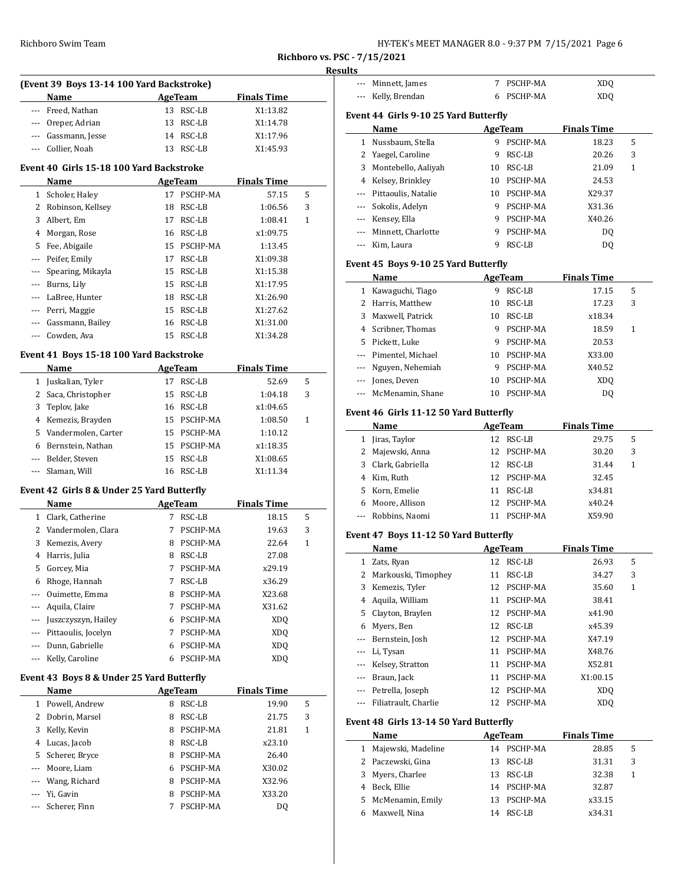**Richboro vs. PSC - 7/15/2021**

**Results**

**(Event 39 Boys 13-14 100 Yard Backstroke)**

| | Name | Age | Team | Finals Time | |
|---|---|---|---|---|---|
| --- | Freed, Nathan | 13 | RSC-LB | X1:13.82 | |
| --- | Oreper, Adrian | 13 | RSC-LB | X1:14.78 | |
| --- | Gassmann, Jesse | 14 | RSC-LB | X1:17.96 | |
| --- | Collier, Noah | 13 | RSC-LB | X1:45.93 | |

**Event 40 Girls 15-18 100 Yard Backstroke**

| | Name | Age | Team | Finals Time | |
|---|---|---|---|---|---|
| 1 | Scholer, Haley | 17 | PSCHP-MA | 57.15 | 5 |
| 2 | Robinson, Kellsey | 18 | RSC-LB | 1:06.56 | 3 |
| 3 | Albert, Em | 17 | RSC-LB | 1:08.41 | 1 |
| 4 | Morgan, Rose | 16 | RSC-LB | x1:09.75 | |
| 5 | Fee, Abigaile | 15 | PSCHP-MA | 1:13.45 | |
| --- | Peifer, Emily | 17 | RSC-LB | X1:09.38 | |
| --- | Spearing, Mikayla | 15 | RSC-LB | X1:15.38 | |
| --- | Burns, Lily | 15 | RSC-LB | X1:17.95 | |
| --- | LaBree, Hunter | 18 | RSC-LB | X1:26.90 | |
| --- | Perri, Maggie | 15 | RSC-LB | X1:27.62 | |
| --- | Gassmann, Bailey | 16 | RSC-LB | X1:31.00 | |
| --- | Cowden, Ava | 15 | RSC-LB | X1:34.28 | |

**Event 41 Boys 15-18 100 Yard Backstroke**

| | Name | Age | Team | Finals Time | |
|---|---|---|---|---|---|
| 1 | Juskalian, Tyler | 17 | RSC-LB | 52.69 | 5 |
| 2 | Saca, Christopher | 15 | RSC-LB | 1:04.18 | 3 |
| 3 | Teplov, Jake | 16 | RSC-LB | x1:04.65 | |
| 4 | Kemezis, Brayden | 15 | PSCHP-MA | 1:08.50 | 1 |
| 5 | Vandermolen, Carter | 15 | PSCHP-MA | 1:10.12 | |
| 6 | Bernstein, Nathan | 15 | PSCHP-MA | x1:18.35 | |
| --- | Belder, Steven | 15 | RSC-LB | X1:08.65 | |
| --- | Slaman, Will | 16 | RSC-LB | X1:11.34 | |

**Event 42 Girls 8 & Under 25 Yard Butterfly**

| | Name | Age | Team | Finals Time | |
|---|---|---|---|---|---|
| 1 | Clark, Catherine | 7 | RSC-LB | 18.15 | 5 |
| 2 | Vandermolen, Clara | 7 | PSCHP-MA | 19.63 | 3 |
| 3 | Kemezis, Avery | 8 | PSCHP-MA | 22.64 | 1 |
| 4 | Harris, Julia | 8 | RSC-LB | 27.08 | |
| 5 | Gorcey, Mia | 7 | PSCHP-MA | x29.19 | |
| 6 | Rhoge, Hannah | 7 | RSC-LB | x36.29 | |
| --- | Ouimette, Emma | 8 | PSCHP-MA | X23.68 | |
| --- | Aquila, Claire | 7 | PSCHP-MA | X31.62 | |
| --- | Juszczyszyn, Hailey | 6 | PSCHP-MA | XDQ | |
| --- | Pittaoulis, Jocelyn | 7 | PSCHP-MA | XDQ | |
| --- | Dunn, Gabrielle | 6 | PSCHP-MA | XDQ | |
| --- | Kelly, Caroline | 6 | PSCHP-MA | XDQ | |

**Event 43 Boys 8 & Under 25 Yard Butterfly**

| | Name | Age | Team | Finals Time | |
|---|---|---|---|---|---|
| 1 | Powell, Andrew | 8 | RSC-LB | 19.90 | 5 |
| 2 | Dobrin, Marsel | 8 | RSC-LB | 21.75 | 3 |
| 3 | Kelly, Kevin | 8 | PSCHP-MA | 21.81 | 1 |
| 4 | Lucas, Jacob | 8 | RSC-LB | x23.10 | |
| 5 | Scherer, Bryce | 8 | PSCHP-MA | 26.40 | |
| --- | Moore, Liam | 6 | PSCHP-MA | X30.02 | |
| --- | Wang, Richard | 8 | PSCHP-MA | X32.96 | |
| --- | Yi, Gavin | 8 | PSCHP-MA | X33.20 | |
| --- | Scherer, Finn | 7 | PSCHP-MA | DQ | |
| --- | Minnett, James | 7 | PSCHP-MA | XDQ | |
| --- | Kelly, Brendan | 6 | PSCHP-MA | XDQ | |

**Event 44 Girls 9-10 25 Yard Butterfly**

| | Name | Age | Team | Finals Time | |
|---|---|---|---|---|---|
| 1 | Nussbaum, Stella | 9 | PSCHP-MA | 18.23 | 5 |
| 2 | Yaegel, Caroline | 9 | RSC-LB | 20.26 | 3 |
| 3 | Montebello, Aaliyah | 10 | RSC-LB | 21.09 | 1 |
| 4 | Kelsey, Brinkley | 10 | PSCHP-MA | 24.53 | |
| --- | Pittaoulis, Natalie | 10 | PSCHP-MA | X29.37 | |
| --- | Sokolis, Adelyn | 9 | PSCHP-MA | X31.36 | |
| --- | Kensey, Ella | 9 | PSCHP-MA | X40.26 | |
| --- | Minnett, Charlotte | 9 | PSCHP-MA | DQ | |
| --- | Kim, Laura | 9 | RSC-LB | DQ | |

**Event 45 Boys 9-10 25 Yard Butterfly**

| | Name | Age | Team | Finals Time | |
|---|---|---|---|---|---|
| 1 | Kawaguchi, Tiago | 9 | RSC-LB | 17.15 | 5 |
| 2 | Harris, Matthew | 10 | RSC-LB | 17.23 | 3 |
| 3 | Maxwell, Patrick | 10 | RSC-LB | x18.34 | |
| 4 | Scribner, Thomas | 9 | PSCHP-MA | 18.59 | 1 |
| 5 | Pickett, Luke | 9 | PSCHP-MA | 20.53 | |
| --- | Pimentel, Michael | 10 | PSCHP-MA | X33.00 | |
| --- | Nguyen, Nehemiah | 9 | PSCHP-MA | X40.52 | |
| --- | Jones, Deven | 10 | PSCHP-MA | XDQ | |
| --- | McMenamin, Shane | 10 | PSCHP-MA | DQ | |

**Event 46 Girls 11-12 50 Yard Butterfly**

| | Name | Age | Team | Finals Time | |
|---|---|---|---|---|---|
| 1 | Jiras, Taylor | 12 | RSC-LB | 29.75 | 5 |
| 2 | Majewski, Anna | 12 | PSCHP-MA | 30.20 | 3 |
| 3 | Clark, Gabriella | 12 | RSC-LB | 31.44 | 1 |
| 4 | Kim, Ruth | 12 | PSCHP-MA | 32.45 | |
| 5 | Korn, Emelie | 11 | RSC-LB | x34.81 | |
| 6 | Moore, Allison | 12 | PSCHP-MA | x40.24 | |
| --- | Robbins, Naomi | 11 | PSCHP-MA | X59.90 | |

**Event 47 Boys 11-12 50 Yard Butterfly**

| | Name | Age | Team | Finals Time | |
|---|---|---|---|---|---|
| 1 | Zats, Ryan | 12 | RSC-LB | 26.93 | 5 |
| 2 | Markouski, Timophey | 11 | RSC-LB | 34.27 | 3 |
| 3 | Kemezis, Tyler | 12 | PSCHP-MA | 35.60 | 1 |
| 4 | Aquila, William | 11 | PSCHP-MA | 38.41 | |
| 5 | Clayton, Braylen | 12 | PSCHP-MA | x41.90 | |
| 6 | Myers, Ben | 12 | RSC-LB | x45.39 | |
| --- | Bernstein, Josh | 12 | PSCHP-MA | X47.19 | |
| --- | Li, Tysan | 11 | PSCHP-MA | X48.76 | |
| --- | Kelsey, Stratton | 11 | PSCHP-MA | X52.81 | |
| --- | Braun, Jack | 11 | PSCHP-MA | X1:00.15 | |
| --- | Petrella, Joseph | 12 | PSCHP-MA | XDQ | |
| --- | Filiatrault, Charlie | 12 | PSCHP-MA | XDQ | |

**Event 48 Girls 13-14 50 Yard Butterfly**

| | Name | Age | Team | Finals Time | |
|---|---|---|---|---|---|
| 1 | Majewski, Madeline | 14 | PSCHP-MA | 28.85 | 5 |
| 2 | Paczewski, Gina | 13 | RSC-LB | 31.31 | 3 |
| 3 | Myers, Charlee | 13 | RSC-LB | 32.38 | 1 |
| 4 | Beck, Ellie | 14 | PSCHP-MA | 32.87 | |
| 5 | McMenamin, Emily | 13 | PSCHP-MA | x33.15 | |
| 6 | Maxwell, Nina | 14 | RSC-LB | x34.31 | |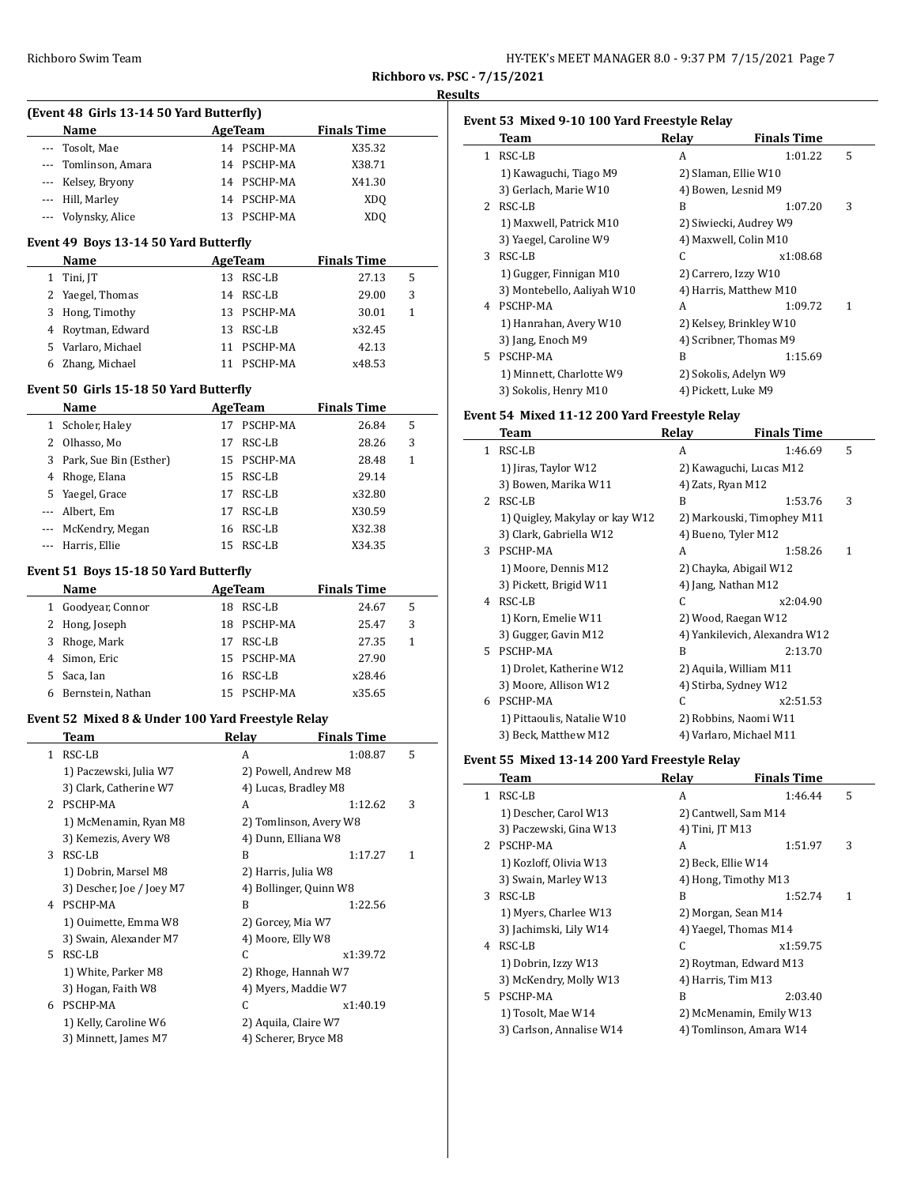**Richboro vs. PSC - 7/15/2021**

**Results**

### (Event 48 Girls 13-14 50 Yard Butterfly)

| | Name | Age | Team | Finals Time | |
|---|---|---|---|---|---|
| --- | Tosolt, Mae | 14 | PSCHP-MA | X35.32 | |
| --- | Tomlinson, Amara | 14 | PSCHP-MA | X38.71 | |
| --- | Kelsey, Bryony | 14 | PSCHP-MA | X41.30 | |
| --- | Hill, Marley | 14 | PSCHP-MA | XDQ | |
| --- | Volynsky, Alice | 13 | PSCHP-MA | XDQ | |

### Event 49 Boys 13-14 50 Yard Butterfly

| | Name | Age | Team | Finals Time | |
|---|---|---|---|---|---|
| 1 | Tini, JT | 13 | RSC-LB | 27.13 | 5 |
| 2 | Yaegel, Thomas | 14 | RSC-LB | 29.00 | 3 |
| 3 | Hong, Timothy | 13 | PSCHP-MA | 30.01 | 1 |
| 4 | Roytman, Edward | 13 | RSC-LB | x32.45 | |
| 5 | Varlaro, Michael | 11 | PSCHP-MA | 42.13 | |
| 6 | Zhang, Michael | 11 | PSCHP-MA | x48.53 | |

### Event 50 Girls 15-18 50 Yard Butterfly

| | Name | Age | Team | Finals Time | |
|---|---|---|---|---|---|
| 1 | Scholer, Haley | 17 | PSCHP-MA | 26.84 | 5 |
| 2 | Olhasso, Mo | 17 | RSC-LB | 28.26 | 3 |
| 3 | Park, Sue Bin (Esther) | 15 | PSCHP-MA | 28.48 | 1 |
| 4 | Rhoge, Elana | 15 | RSC-LB | 29.14 | |
| 5 | Yaegel, Grace | 17 | RSC-LB | x32.80 | |
| --- | Albert, Em | 17 | RSC-LB | X30.59 | |
| --- | McKendry, Megan | 16 | RSC-LB | X32.38 | |
| --- | Harris, Ellie | 15 | RSC-LB | X34.35 | |

### Event 51 Boys 15-18 50 Yard Butterfly

| | Name | Age | Team | Finals Time | |
|---|---|---|---|---|---|
| 1 | Goodyear, Connor | 18 | RSC-LB | 24.67 | 5 |
| 2 | Hong, Joseph | 18 | PSCHP-MA | 25.47 | 3 |
| 3 | Rhoge, Mark | 17 | RSC-LB | 27.35 | 1 |
| 4 | Simon, Eric | 15 | PSCHP-MA | 27.90 | |
| 5 | Saca, Ian | 16 | RSC-LB | x28.46 | |
| 6 | Bernstein, Nathan | 15 | PSCHP-MA | x35.65 | |

### Event 52 Mixed 8 & Under 100 Yard Freestyle Relay

| | Team | Relay | Finals Time | |
|---|---|---|---|---|
| 1 | RSC-LB | A | 1:08.87 | 5 |
| | 1) Paczewski, Julia W7 | 2) Powell, Andrew M8 | | |
| | 3) Clark, Catherine W7 | 4) Lucas, Bradley M8 | | |
| 2 | PSCHP-MA | A | 1:12.62 | 3 |
| | 1) McMenamin, Ryan M8 | 2) Tomlinson, Avery W8 | | |
| | 3) Kemezis, Avery W8 | 4) Dunn, Elliana W8 | | |
| 3 | RSC-LB | B | 1:17.27 | 1 |
| | 1) Dobrin, Marsel M8 | 2) Harris, Julia W8 | | |
| | 3) Descher, Joe / Joey M7 | 4) Bollinger, Quinn W8 | | |
| 4 | PSCHP-MA | B | 1:22.56 | |
| | 1) Ouimette, Emma W8 | 2) Gorcey, Mia W7 | | |
| | 3) Swain, Alexander M7 | 4) Moore, Elly W8 | | |
| 5 | RSC-LB | C | x1:39.72 | |
| | 1) White, Parker M8 | 2) Rhoge, Hannah W7 | | |
| | 3) Hogan, Faith W8 | 4) Myers, Maddie W7 | | |
| 6 | PSCHP-MA | C | x1:40.19 | |
| | 1) Kelly, Caroline W6 | 2) Aquila, Claire W7 | | |
| | 3) Minnett, James M7 | 4) Scherer, Bryce M8 | | |

### Event 53 Mixed 9-10 100 Yard Freestyle Relay

| | Team | Relay | Finals Time | |
|---|---|---|---|---|
| 1 | RSC-LB | A | 1:01.22 | 5 |
| | 1) Kawaguchi, Tiago M9 | 2) Slaman, Ellie W10 | | |
| | 3) Gerlach, Marie W10 | 4) Bowen, Lesnid M9 | | |
| 2 | RSC-LB | B | 1:07.20 | 3 |
| | 1) Maxwell, Patrick M10 | 2) Siwiecki, Audrey W9 | | |
| | 3) Yaegel, Caroline W9 | 4) Maxwell, Colin M10 | | |
| 3 | RSC-LB | C | x1:08.68 | |
| | 1) Gugger, Finnigan M10 | 2) Carrero, Izzy W10 | | |
| | 3) Montebello, Aaliyah W10 | 4) Harris, Matthew M10 | | |
| 4 | PSCHP-MA | A | 1:09.72 | 1 |
| | 1) Hanrahan, Avery W10 | 2) Kelsey, Brinkley W10 | | |
| | 3) Jang, Enoch M9 | 4) Scribner, Thomas M9 | | |
| 5 | PSCHP-MA | B | 1:15.69 | |
| | 1) Minnett, Charlotte W9 | 2) Sokolis, Adelyn W9 | | |
| | 3) Sokolis, Henry M10 | 4) Pickett, Luke M9 | | |

### Event 54 Mixed 11-12 200 Yard Freestyle Relay

| | Team | Relay | Finals Time | |
|---|---|---|---|---|
| 1 | RSC-LB | A | 1:46.69 | 5 |
| | 1) Jiras, Taylor W12 | 2) Kawaguchi, Lucas M12 | | |
| | 3) Bowen, Marika W11 | 4) Zats, Ryan M12 | | |
| 2 | RSC-LB | B | 1:53.76 | 3 |
| | 1) Quigley, Makylay or kay W12 | 2) Markouski, Timophey M11 | | |
| | 3) Clark, Gabriella W12 | 4) Bueno, Tyler M12 | | |
| 3 | PSCHP-MA | A | 1:58.26 | 1 |
| | 1) Moore, Dennis M12 | 2) Chayka, Abigail W12 | | |
| | 3) Pickett, Brigid W11 | 4) Jang, Nathan M12 | | |
| 4 | RSC-LB | C | x2:04.90 | |
| | 1) Korn, Emelie W11 | 2) Wood, Raegan W12 | | |
| | 3) Gugger, Gavin M12 | 4) Yankilevich, Alexandra W12 | | |
| 5 | PSCHP-MA | B | 2:13.70 | |
| | 1) Drolet, Katherine W12 | 2) Aquila, William M11 | | |
| | 3) Moore, Allison W12 | 4) Stirba, Sydney W12 | | |
| 6 | PSCHP-MA | C | x2:51.53 | |
| | 1) Pittaoulis, Natalie W10 | 2) Robbins, Naomi W11 | | |
| | 3) Beck, Matthew M12 | 4) Varlaro, Michael M11 | | |

### Event 55 Mixed 13-14 200 Yard Freestyle Relay

| | Team | Relay | Finals Time | |
|---|---|---|---|---|
| 1 | RSC-LB | A | 1:46.44 | 5 |
| | 1) Descher, Carol W13 | 2) Cantwell, Sam M14 | | |
| | 3) Paczewski, Gina W13 | 4) Tini, JT M13 | | |
| 2 | PSCHP-MA | A | 1:51.97 | 3 |
| | 1) Kozloff, Olivia W13 | 2) Beck, Ellie W14 | | |
| | 3) Swain, Marley W13 | 4) Hong, Timothy M13 | | |
| 3 | RSC-LB | B | 1:52.74 | 1 |
| | 1) Myers, Charlee W13 | 2) Morgan, Sean M14 | | |
| | 3) Jachimski, Lily W14 | 4) Yaegel, Thomas M14 | | |
| 4 | RSC-LB | C | x1:59.75 | |
| | 1) Dobrin, Izzy W13 | 2) Roytman, Edward M13 | | |
| | 3) McKendry, Molly W13 | 4) Harris, Tim M13 | | |
| 5 | PSCHP-MA | B | 2:03.40 | |
| | 1) Tosolt, Mae W14 | 2) McMenamin, Emily W13 | | |
| | 3) Carlson, Annalise W14 | 4) Tomlinson, Amara W14 | | |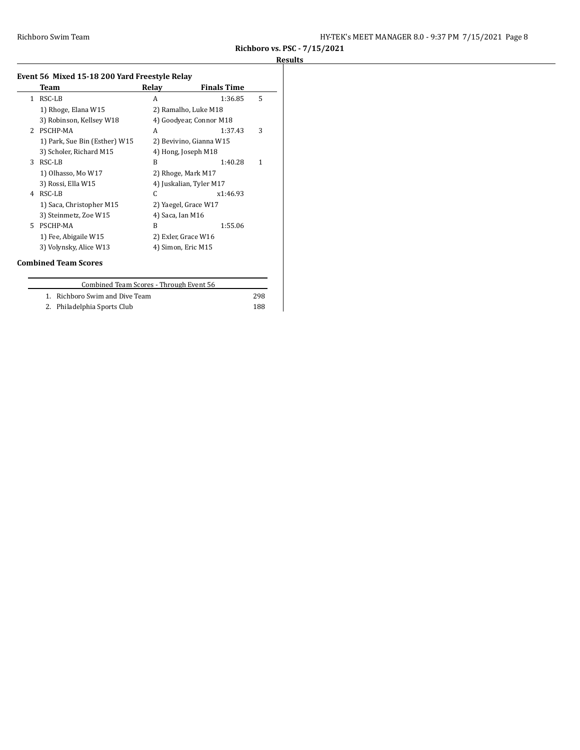**Richboro vs. PSC - 7/15/2021**

**Results**

### Event 56 Mixed 15-18 200 Yard Freestyle Relay

| | Team | Relay | Finals Time | |
|---|---|---|---|---|
| 1 | RSC-LB | A | 1:36.85 | 5 |
| | 1) Rhoge, Elana W15 | 2) Ramalho, Luke M18 | | |
| | 3) Robinson, Kellsey W18 | 4) Goodyear, Connor M18 | | |
| 2 | PSCHP-MA | A | 1:37.43 | 3 |
| | 1) Park, Sue Bin (Esther) W15 | 2) Bevivino, Gianna W15 | | |
| | 3) Scholer, Richard M15 | 4) Hong, Joseph M18 | | |
| 3 | RSC-LB | B | 1:40.28 | 1 |
| | 1) Olhasso, Mo W17 | 2) Rhoge, Mark M17 | | |
| | 3) Rossi, Ella W15 | 4) Juskalian, Tyler M17 | | |
| 4 | RSC-LB | C | x1:46.93 | |
| | 1) Saca, Christopher M15 | 2) Yaegel, Grace W17 | | |
| | 3) Steinmetz, Zoe W15 | 4) Saca, Ian M16 | | |
| 5 | PSCHP-MA | B | 1:55.06 | |
| | 1) Fee, Abigaile W15 | 2) Exler, Grace W16 | | |
| | 3) Volynsky, Alice W13 | 4) Simon, Eric M15 | | |

### Combined Team Scores

| Combined Team Scores - Through Event 56 | |
|---|---|
| 1. Richboro Swim and Dive Team | 298 |
| 2. Philadelphia Sports Club | 188 |